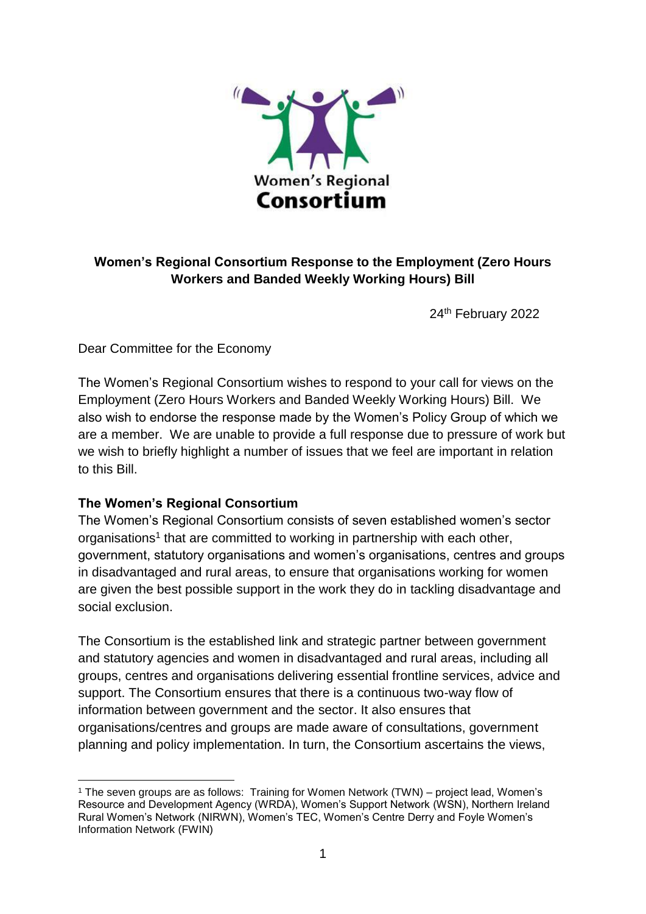**Women's Regional Consortium Response to the Employment (Zero Hours Workers and Banded Weekly Working Hours) Bill**

24th February 2022

Dear Committee for the Economy

The Women's Regional Consortium wishes to respond to your call for views on the Employment (Zero Hours Workers and Banded Weekly Working Hours) Bill. We also wish to endorse the response made by the Women's Policy Group of which we are a member. We are unable to provide a full response due to pressure of work but we wish to briefly highlight a number of issues that we feel are important in relation to this Bill.

## The Women's Regional Consortium

The Women's Regional Consortium consists of seven established women's sector organisations[1] that are committed to working in partnership with each other, government, statutory organisations and women's organisations, centres and groups in disadvantaged and rural areas, to ensure that organisations working for women are given the best possible support in the work they do in tackling disadvantage and social exclusion.

The Consortium is the established link and strategic partner between government and statutory agencies and women in disadvantaged and rural areas, including all groups, centres and organisations delivering essential frontline services, advice and support. The Consortium ensures that there is a continuous two-way flow of information between government and the sector. It also ensures that organisations/centres and groups are made aware of consultations, government planning and policy implementation. In turn, the Consortium ascertains the views,

[1] The seven groups are as follows: Training for Women Network (TWN) – project lead, Women's Resource and Development Agency (WRDA), Women's Support Network (WSN), Northern Ireland Rural Women's Network (NIRWN), Women's TEC, Women's Centre Derry and Foyle Women's Information Network (FWIN)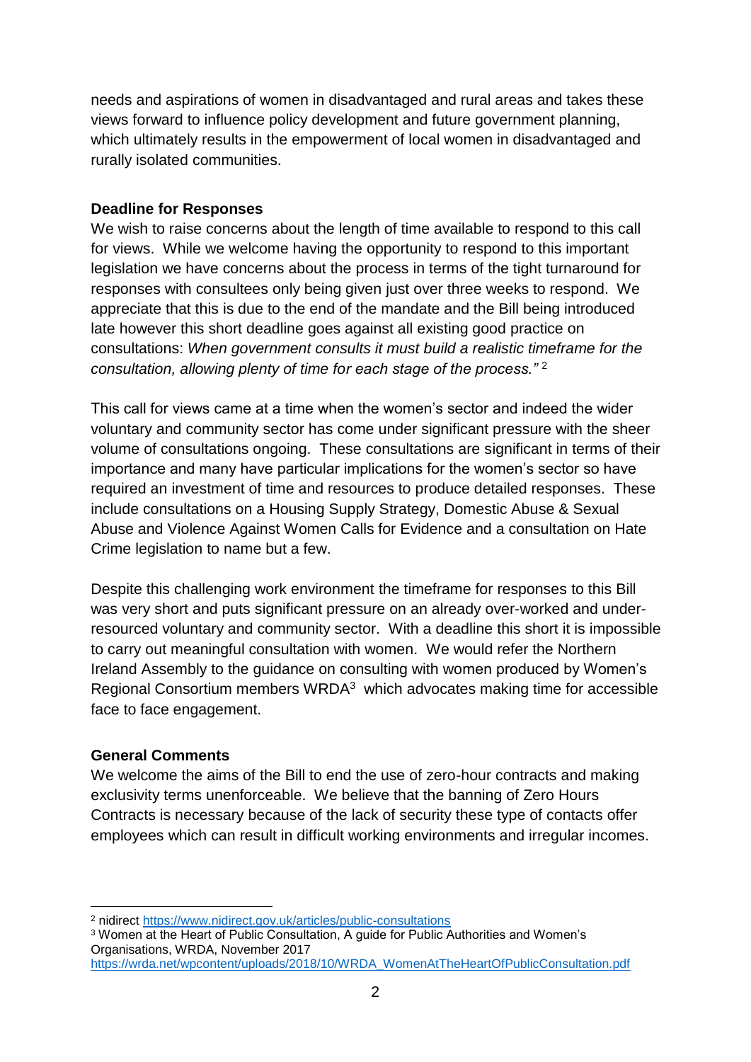needs and aspirations of women in disadvantaged and rural areas and takes these views forward to influence policy development and future government planning, which ultimately results in the empowerment of local women in disadvantaged and rurally isolated communities.

**Deadline for Responses**

We wish to raise concerns about the length of time available to respond to this call for views. While we welcome having the opportunity to respond to this important legislation we have concerns about the process in terms of the tight turnaround for responses with consultees only being given just over three weeks to respond. We appreciate that this is due to the end of the mandate and the Bill being introduced late however this short deadline goes against all existing good practice on consultations: *When government consults it must build a realistic timeframe for the consultation, allowing plenty of time for each stage of the process."* [2]

This call for views came at a time when the women's sector and indeed the wider voluntary and community sector has come under significant pressure with the sheer volume of consultations ongoing. These consultations are significant in terms of their importance and many have particular implications for the women's sector so have required an investment of time and resources to produce detailed responses. These include consultations on a Housing Supply Strategy, Domestic Abuse & Sexual Abuse and Violence Against Women Calls for Evidence and a consultation on Hate Crime legislation to name but a few.

Despite this challenging work environment the timeframe for responses to this Bill was very short and puts significant pressure on an already over-worked and under-resourced voluntary and community sector. With a deadline this short it is impossible to carry out meaningful consultation with women. We would refer the Northern Ireland Assembly to the guidance on consulting with women produced by Women's Regional Consortium members WRDA[3] which advocates making time for accessible face to face engagement.

**General Comments**

We welcome the aims of the Bill to end the use of zero-hour contracts and making exclusivity terms unenforceable. We believe that the banning of Zero Hours Contracts is necessary because of the lack of security these type of contacts offer employees which can result in difficult working environments and irregular incomes.

---

[2] nidirect https://www.nidirect.gov.uk/articles/public-consultations

[3] Women at the Heart of Public Consultation, A guide for Public Authorities and Women's Organisations, WRDA, November 2017 https://wrda.net/wpcontent/uploads/2018/10/WRDA_WomenAtTheHeartOfPublicConsultation.pdf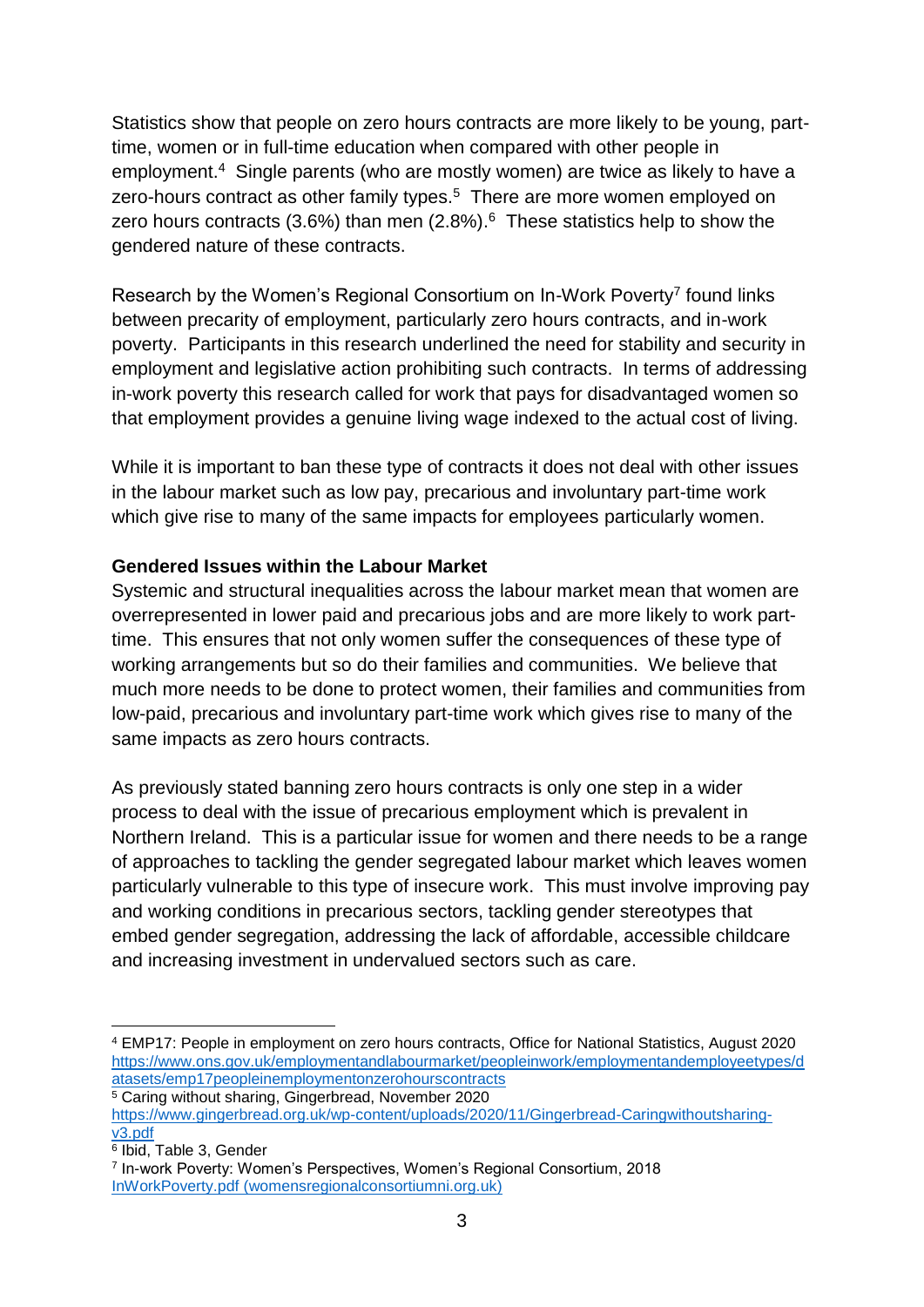Statistics show that people on zero hours contracts are more likely to be young, part-time, women or in full-time education when compared with other people in employment.[4] Single parents (who are mostly women) are twice as likely to have a zero-hours contract as other family types.[5] There are more women employed on zero hours contracts (3.6%) than men (2.8%).[6] These statistics help to show the gendered nature of these contracts.

Research by the Women's Regional Consortium on In-Work Poverty[7] found links between precarity of employment, particularly zero hours contracts, and in-work poverty. Participants in this research underlined the need for stability and security in employment and legislative action prohibiting such contracts. In terms of addressing in-work poverty this research called for work that pays for disadvantaged women so that employment provides a genuine living wage indexed to the actual cost of living.

While it is important to ban these type of contracts it does not deal with other issues in the labour market such as low pay, precarious and involuntary part-time work which give rise to many of the same impacts for employees particularly women.

**Gendered Issues within the Labour Market**

Systemic and structural inequalities across the labour market mean that women are overrepresented in lower paid and precarious jobs and are more likely to work part-time. This ensures that not only women suffer the consequences of these type of working arrangements but so do their families and communities. We believe that much more needs to be done to protect women, their families and communities from low-paid, precarious and involuntary part-time work which gives rise to many of the same impacts as zero hours contracts.

As previously stated banning zero hours contracts is only one step in a wider process to deal with the issue of precarious employment which is prevalent in Northern Ireland. This is a particular issue for women and there needs to be a range of approaches to tackling the gender segregated labour market which leaves women particularly vulnerable to this type of insecure work. This must involve improving pay and working conditions in precarious sectors, tackling gender stereotypes that embed gender segregation, addressing the lack of affordable, accessible childcare and increasing investment in undervalued sectors such as care.

---

[4] EMP17: People in employment on zero hours contracts, Office for National Statistics, August 2020 https://www.ons.gov.uk/employmentandlabourmarket/peopleinwork/employmentandemployeetypes/datasets/emp17peopleinemploymentonzerohourscontracts

[5] Caring without sharing, Gingerbread, November 2020 https://www.gingerbread.org.uk/wp-content/uploads/2020/11/Gingerbread-Caringwithoutsharing-v3.pdf

[6] Ibid, Table 3, Gender

[7] In-work Poverty: Women's Perspectives, Women's Regional Consortium, 2018 InWorkPoverty.pdf (womensregionalconsortiumni.org.uk)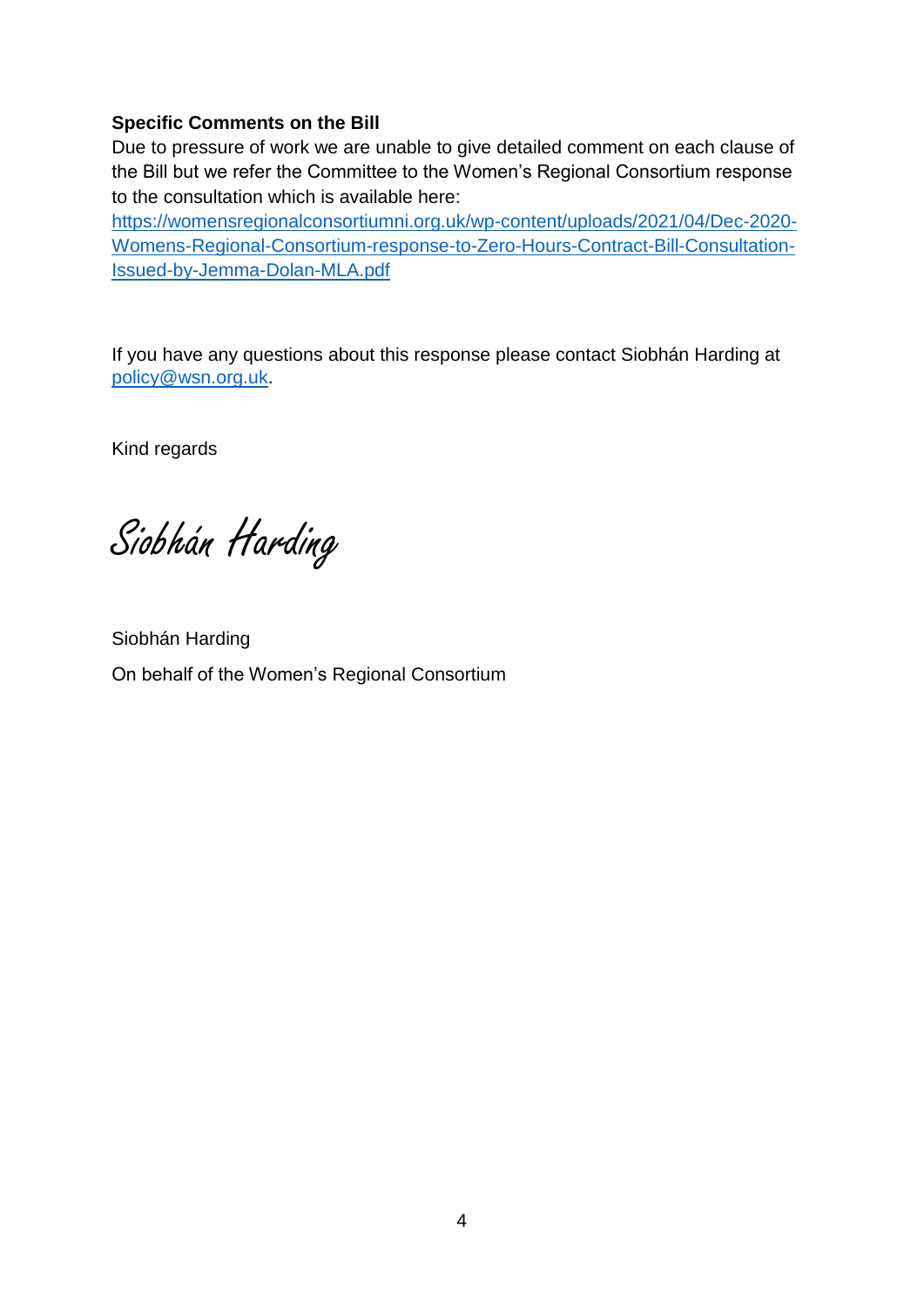**Specific Comments on the Bill**

Due to pressure of work we are unable to give detailed comment on each clause of the Bill but we refer the Committee to the Women's Regional Consortium response to the consultation which is available here: https://womensregionalconsortiumni.org.uk/wp-content/uploads/2021/04/Dec-2020-Womens-Regional-Consortium-response-to-Zero-Hours-Contract-Bill-Consultation-Issued-by-Jemma-Dolan-MLA.pdf

If you have any questions about this response please contact Siobhán Harding at policy@wsn.org.uk.

Kind regards

*Siobhán Harding*

Siobhán Harding

On behalf of the Women's Regional Consortium